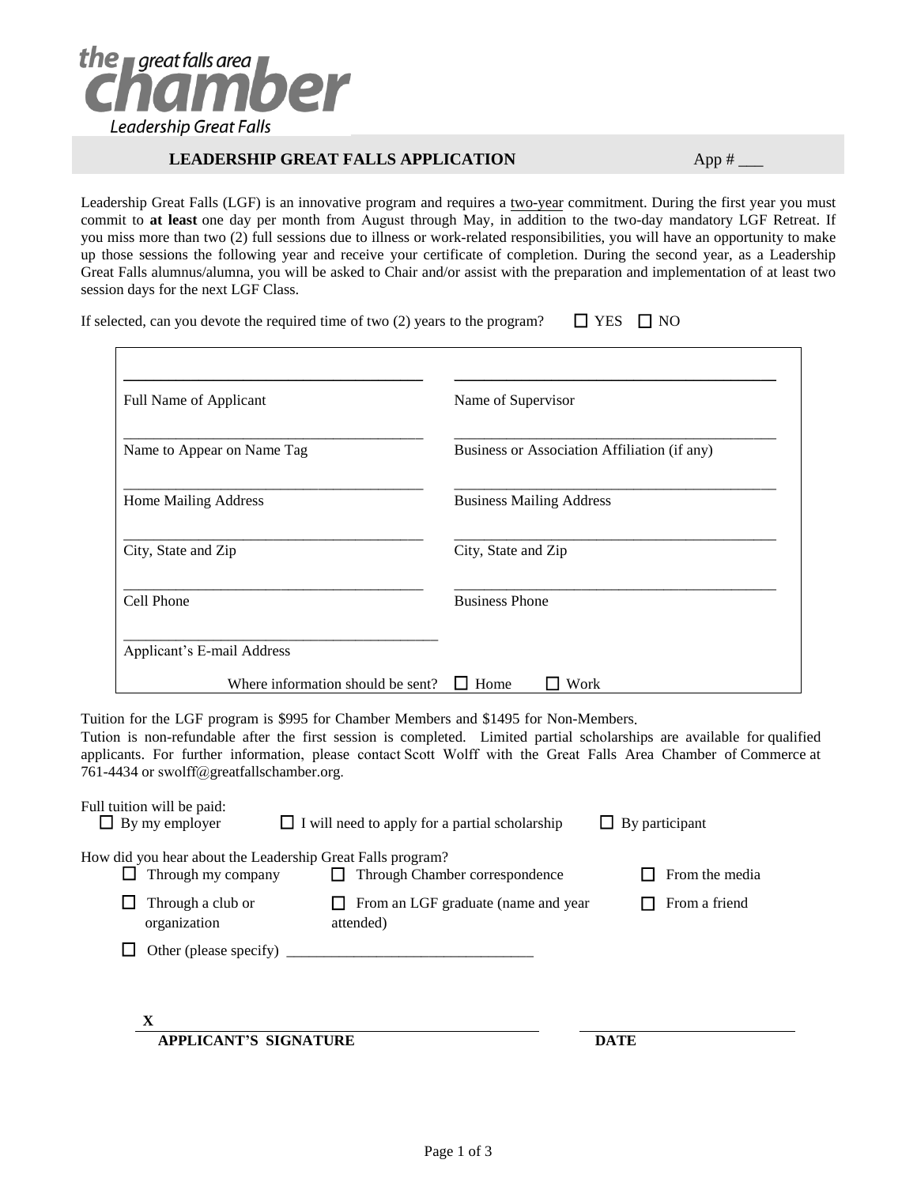the great falls area **chamber**

Leadership Great Falls

## LEADERSHIP GREAT FALLS APPLICATION

App # ___

Leadership Great Falls (LGF) is an innovative program and requires a two-year commitment. During the first year you must commit to **at least** one day per month from August through May, in addition to the two-day mandatory LGF Retreat. If you miss more than two (2) full sessions due to illness or work-related responsibilities, you will have an opportunity to make up those sessions the following year and receive your certificate of completion. During the second year, as a Leadership Great Falls alumnus/alumna, you will be asked to Chair and/or assist with the preparation and implementation of at least two session days for the next LGF Class.

If selected, can you devote the required time of two (2) years to the program? ☐ YES ☐ NO

| | |
|---|---|
| ____________________ Full Name of Applicant | ____________________ Name of Supervisor |
| ____________________ Name to Appear on Name Tag | ____________________ Business or Association Affiliation (if any) |
| ____________________ Home Mailing Address | ____________________ Business Mailing Address |
| ____________________ City, State and Zip | ____________________ City, State and Zip |
| ____________________ Cell Phone | ____________________ Business Phone |
| ____________________ Applicant's E-mail Address | |

Where information should be sent? ☐ Home ☐ Work

Tuition for the LGF program is $995 for Chamber Members and $1495 for Non-Members.
Tuition is non-refundable after the first session is completed. Limited partial scholarships are available for qualified applicants. For further information, please contact Scott Wolff with the Great Falls Area Chamber of Commerce at 761-4434 or swolff@greatfallschamber.org.

Full tuition will be paid:
☐ By my employer ☐ I will need to apply for a partial scholarship ☐ By participant

How did you hear about the Leadership Great Falls program?

☐ Through my company ☐ Through Chamber correspondence ☐ From the media

☐ Through a club or organization ☐ From an LGF graduate (name and year attended) ☐ From a friend

☐ Other (please specify) ________________________________

**X** ________________________________ ____________________

**APPLICANT'S SIGNATURE** **DATE**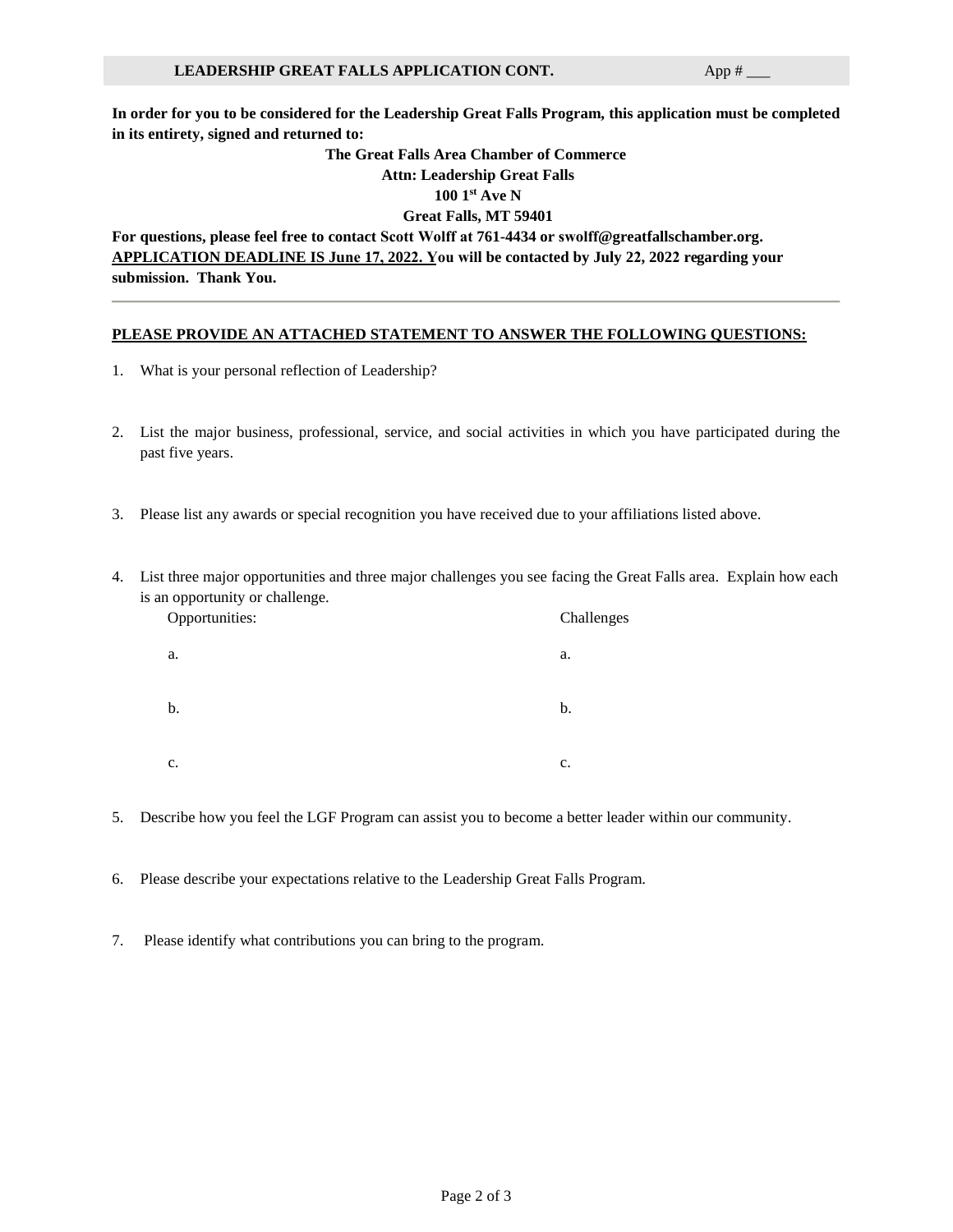**LEADERSHIP GREAT FALLS APPLICATION CONT.** App # ___

**In order for you to be considered for the Leadership Great Falls Program, this application must be completed in its entirety, signed and returned to:**

**The Great Falls Area Chamber of Commerce**
**Attn: Leadership Great Falls**
**100 1st Ave N**
**Great Falls, MT 59401**

**For questions, please feel free to contact Scott Wolff at 761-4434 or swolff@greatfallschamber.org.**
**<u>APPLICATION DEADLINE IS June 17, 2022.</u> You will be contacted by July 22, 2022 regarding your submission. Thank You.**

---

**<u>PLEASE PROVIDE AN ATTACHED STATEMENT TO ANSWER THE FOLLOWING QUESTIONS:</u>**

1. What is your personal reflection of Leadership?

2. List the major business, professional, service, and social activities in which you have participated during the past five years.

3. Please list any awards or special recognition you have received due to your affiliations listed above.

4. List three major opportunities and three major challenges you see facing the Great Falls area. Explain how each is an opportunity or challenge.

| Opportunities: | Challenges |
|---|---|
| a. | a. |
| b. | b. |
| c. | c. |

5. Describe how you feel the LGF Program can assist you to become a better leader within our community.

6. Please describe your expectations relative to the Leadership Great Falls Program.

7. Please identify what contributions you can bring to the program.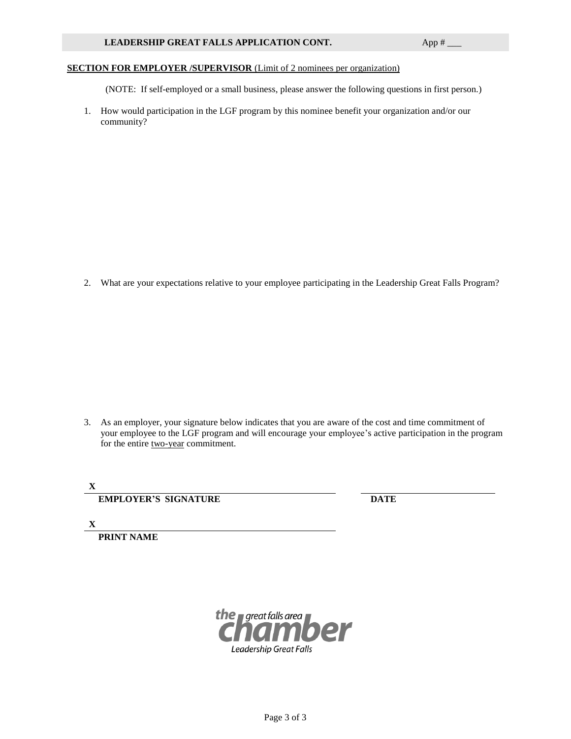**LEADERSHIP GREAT FALLS APPLICATION CONT.** App # ___

**SECTION FOR EMPLOYER /SUPERVISOR** (Limit of 2 nominees per organization)

(NOTE: If self-employed or a small business, please answer the following questions in first person.)

1. How would participation in the LGF program by this nominee benefit your organization and/or our community?

2. What are your expectations relative to your employee participating in the Leadership Great Falls Program?

3. As an employer, your signature below indicates that you are aware of the cost and time commitment of your employee to the LGF program and will encourage your employee's active participation in the program for the entire two-year commitment.

X ______________________________________ ______________________

**EMPLOYER'S SIGNATURE** **DATE**

X ______________________________________

**PRINT NAME**

the great falls area chamber

Leadership Great Falls